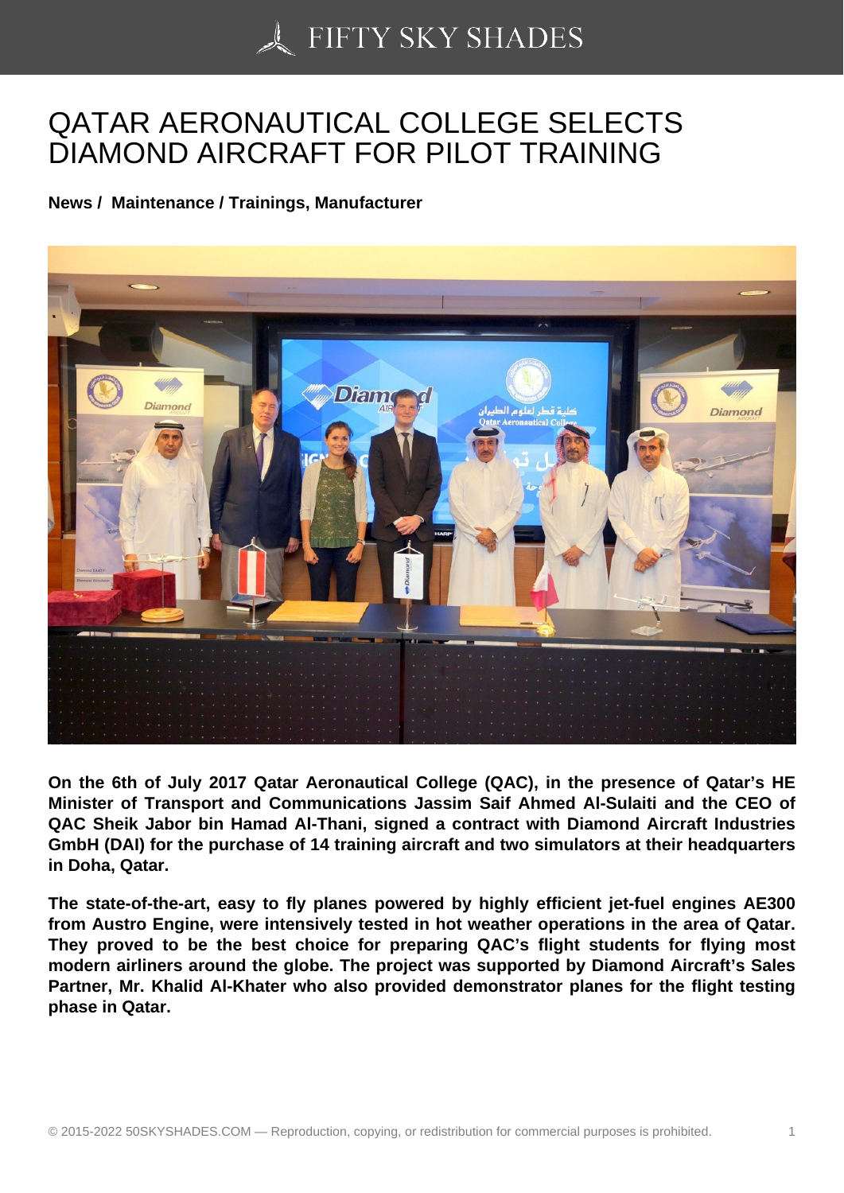# QATAR AERONAUTICAL COLLEGE SELECTS DIAMOND AIRCRAFT FOR PILOT TRAINING

**News / Maintenance / Trainings, Manufacturer**

**On the 6th of July 2017 Qatar Aeronautical College (QAC), in the presence of Qatar's HE Minister of Transport and Communications Jassim Saif Ahmed Al-Sulaiti and the CEO of QAC Sheik Jabor bin Hamad Al-Thani, signed a contract with Diamond Aircraft Industries GmbH (DAI) for the purchase of 14 training aircraft and two simulators at their headquarters in Doha, Qatar.**

**The state-of-the-art, easy to fly planes powered by highly efficient jet-fuel engines AE300 from Austro Engine, were intensively tested in hot weather operations in the area of Qatar. They proved to be the best choice for preparing QAC's flight students for flying most modern airliners around the globe. The project was supported by Diamond Aircraft's Sales Partner, Mr. Khalid Al-Khater who also provided demonstrator planes for the flight testing phase in Qatar.**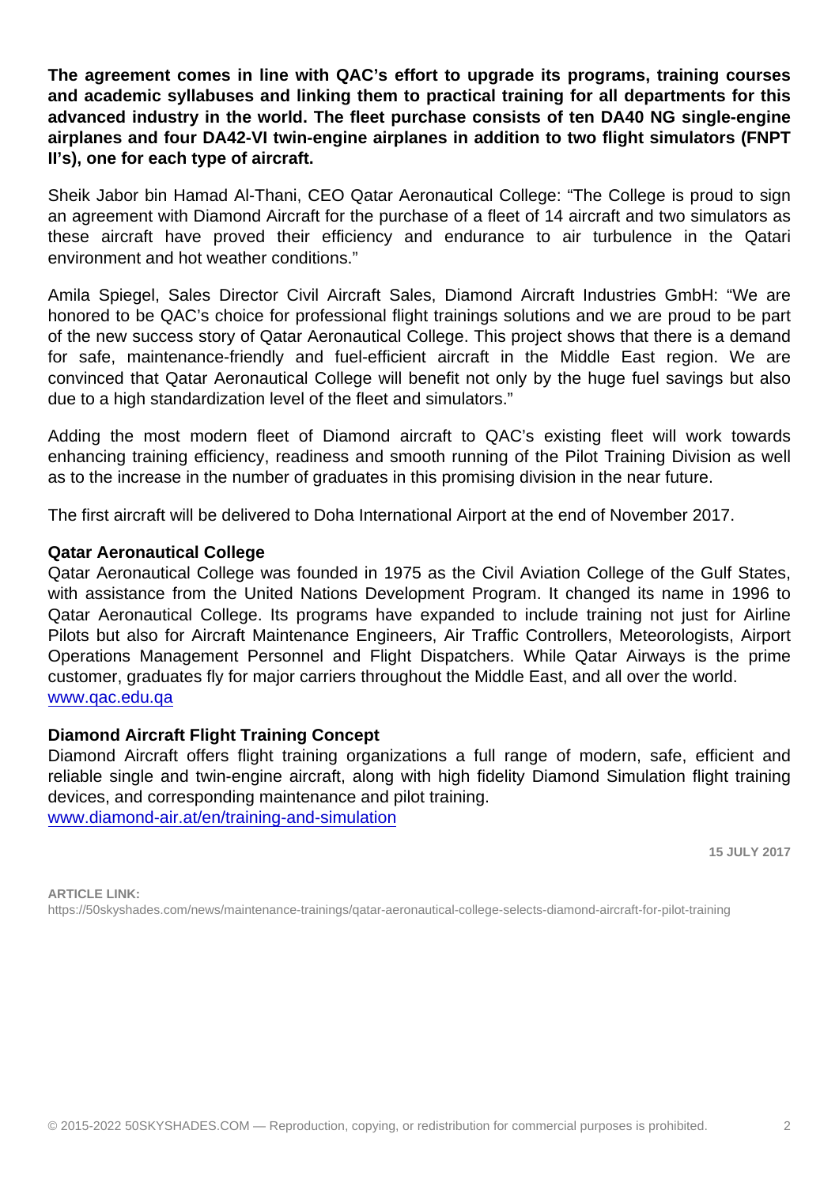**The agreement comes in line with QAC's effort to upgrade its programs, training courses and academic syllabuses and linking them to practical training for all departments for this advanced industry in the world. The fleet purchase consists of ten DA40 NG single-engine airplanes and four DA42-VI twin-engine airplanes in addition to two flight simulators (FNPT II's), one for each type of aircraft.**

Sheik Jabor bin Hamad Al-Thani, CEO Qatar Aeronautical College: "The College is proud to sign an agreement with Diamond Aircraft for the purchase of a fleet of 14 aircraft and two simulators as these aircraft have proved their efficiency and endurance to air turbulence in the Qatari environment and hot weather conditions."

Amila Spiegel, Sales Director Civil Aircraft Sales, Diamond Aircraft Industries GmbH: "We are honored to be QAC's choice for professional flight trainings solutions and we are proud to be part of the new success story of Qatar Aeronautical College. This project shows that there is a demand for safe, maintenance-friendly and fuel-efficient aircraft in the Middle East region. We are convinced that Qatar Aeronautical College will benefit not only by the huge fuel savings but also due to a high standardization level of the fleet and simulators."

Adding the most modern fleet of Diamond aircraft to QAC's existing fleet will work towards enhancing training efficiency, readiness and smooth running of the Pilot Training Division as well as to the increase in the number of graduates in this promising division in the near future.

The first aircraft will be delivered to Doha International Airport at the end of November 2017.

**Qatar Aeronautical College**

Qatar Aeronautical College was founded in 1975 as the Civil Aviation College of the Gulf States, with assistance from the United Nations Development Program. It changed its name in 1996 to Qatar Aeronautical College. Its programs have expanded to include training not just for Airline Pilots but also for Aircraft Maintenance Engineers, Air Traffic Controllers, Meteorologists, Airport Operations Management Personnel and Flight Dispatchers. While Qatar Airways is the prime customer, graduates fly for major carriers throughout the Middle East, and all over the world.
www.qac.edu.qa

**Diamond Aircraft Flight Training Concept**

Diamond Aircraft offers flight training organizations a full range of modern, safe, efficient and reliable single and twin-engine aircraft, along with high fidelity Diamond Simulation flight training devices, and corresponding maintenance and pilot training.
www.diamond-air.at/en/training-and-simulation

**15 JULY 2017**

**ARTICLE LINK:**
https://50skyshades.com/news/maintenance-trainings/qatar-aeronautical-college-selects-diamond-aircraft-for-pilot-training